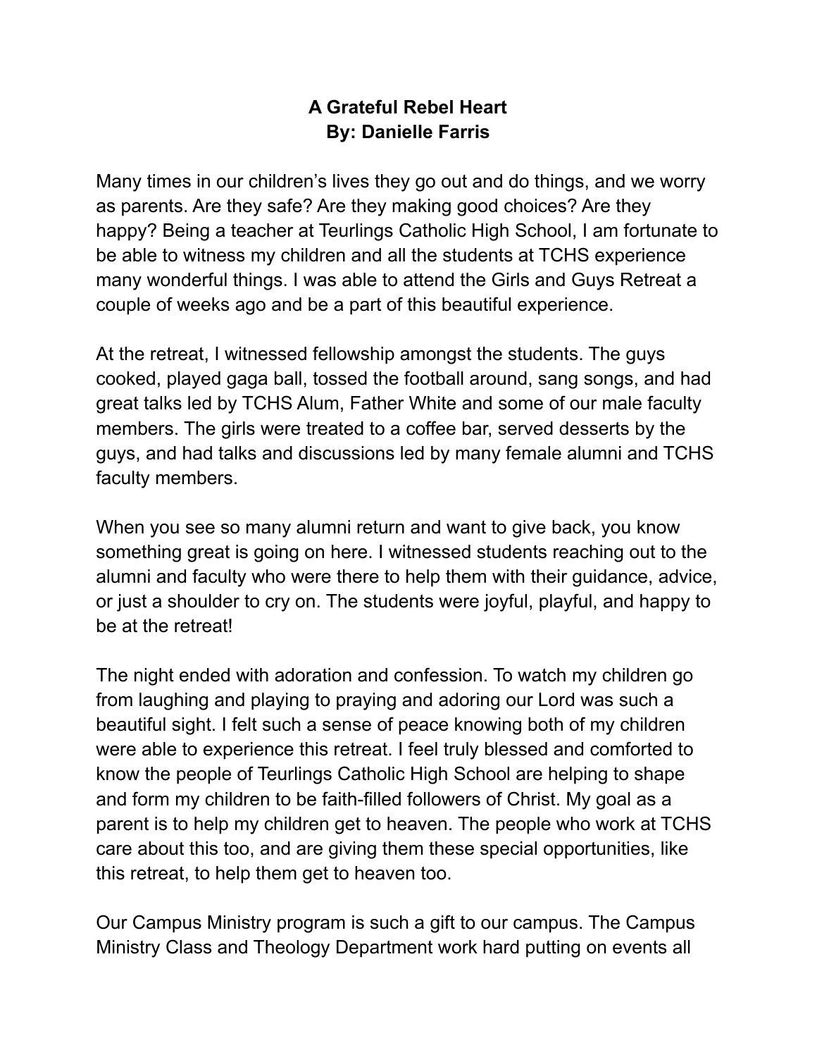# A Grateful Rebel Heart
**By: Danielle Farris**

Many times in our children's lives they go out and do things, and we worry as parents. Are they safe? Are they making good choices? Are they happy? Being a teacher at Teurlings Catholic High School, I am fortunate to be able to witness my children and all the students at TCHS experience many wonderful things. I was able to attend the Girls and Guys Retreat a couple of weeks ago and be a part of this beautiful experience.

At the retreat, I witnessed fellowship amongst the students. The guys cooked, played gaga ball, tossed the football around, sang songs, and had great talks led by TCHS Alum, Father White and some of our male faculty members. The girls were treated to a coffee bar, served desserts by the guys, and had talks and discussions led by many female alumni and TCHS faculty members.

When you see so many alumni return and want to give back, you know something great is going on here. I witnessed students reaching out to the alumni and faculty who were there to help them with their guidance, advice, or just a shoulder to cry on. The students were joyful, playful, and happy to be at the retreat!

The night ended with adoration and confession. To watch my children go from laughing and playing to praying and adoring our Lord was such a beautiful sight. I felt such a sense of peace knowing both of my children were able to experience this retreat. I feel truly blessed and comforted to know the people of Teurlings Catholic High School are helping to shape and form my children to be faith-filled followers of Christ. My goal as a parent is to help my children get to heaven. The people who work at TCHS care about this too, and are giving them these special opportunities, like this retreat, to help them get to heaven too.

Our Campus Ministry program is such a gift to our campus. The Campus Ministry Class and Theology Department work hard putting on events all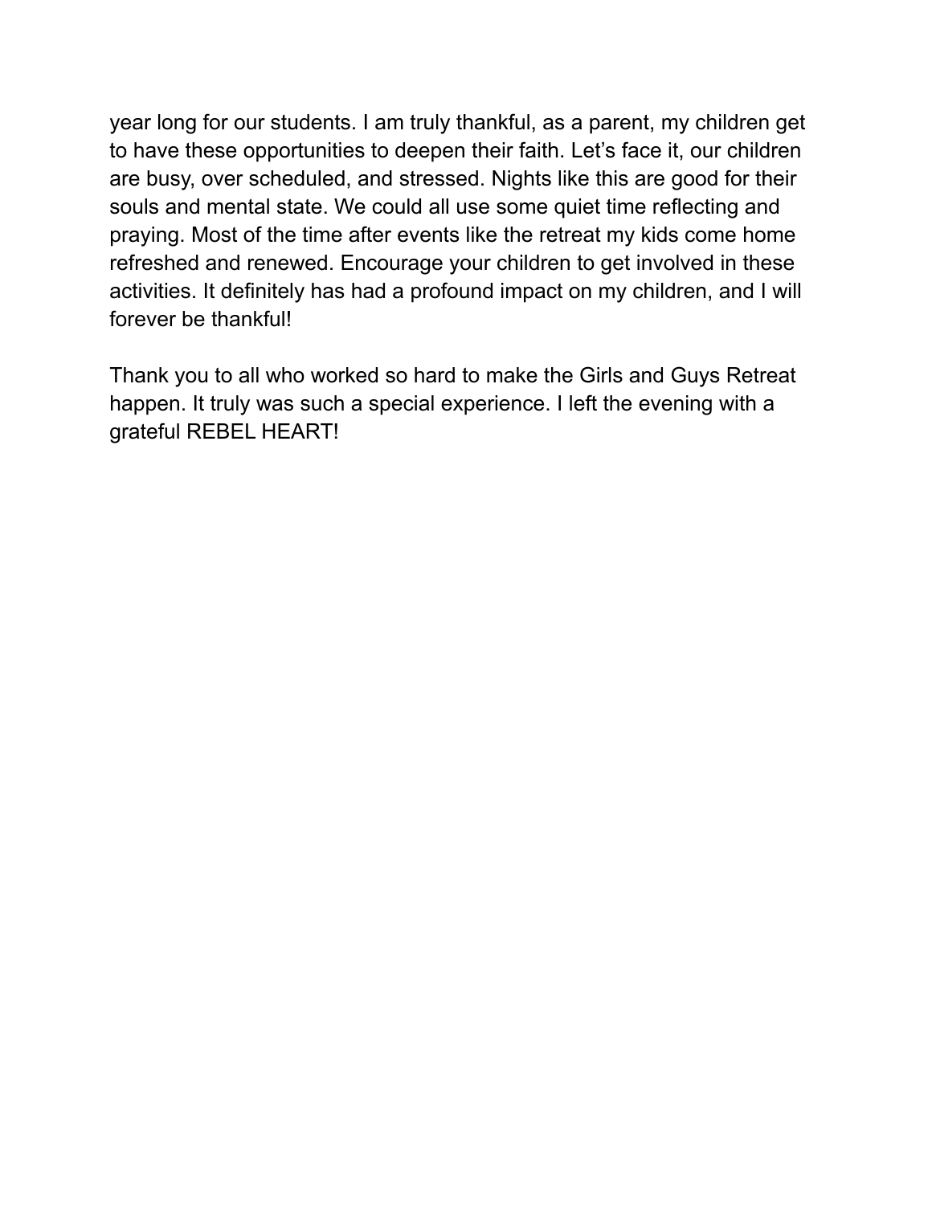year long for our students. I am truly thankful, as a parent, my children get to have these opportunities to deepen their faith. Let's face it, our children are busy, over scheduled, and stressed. Nights like this are good for their souls and mental state. We could all use some quiet time reflecting and praying. Most of the time after events like the retreat my kids come home refreshed and renewed. Encourage your children to get involved in these activities. It definitely has had a profound impact on my children, and I will forever be thankful!

Thank you to all who worked so hard to make the Girls and Guys Retreat happen. It truly was such a special experience. I left the evening with a grateful REBEL HEART!